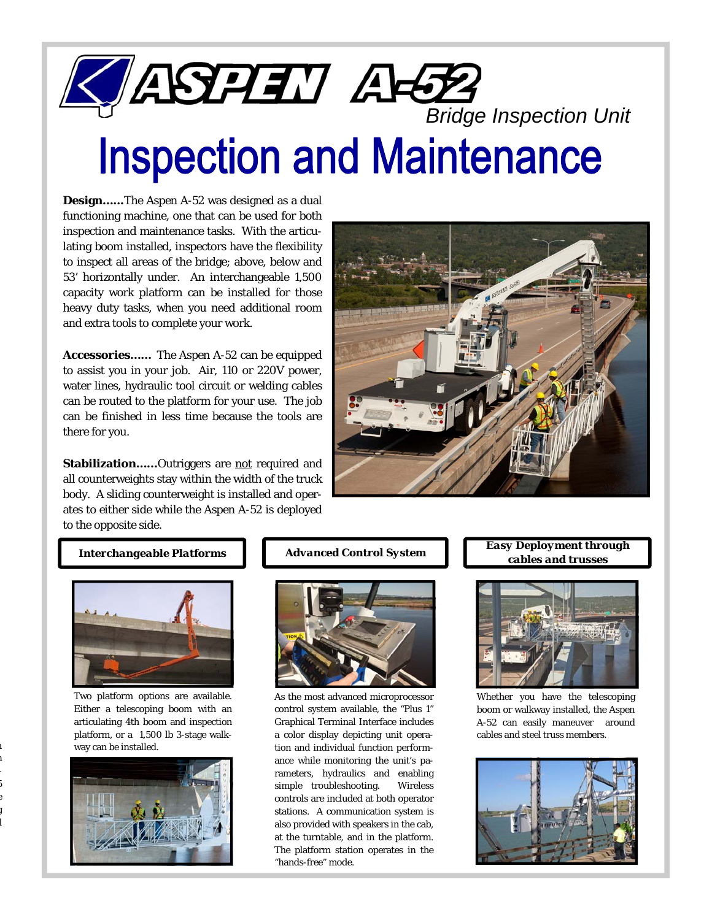# ASPEN A-52

*Bridge Inspection Unit*

# Inspection and Maintenance

**Design……**The Aspen A-52 was designed as a dual functioning machine, one that can be used for both inspection and maintenance tasks. With the articulating boom installed, inspectors have the flexibility to inspect all areas of the bridge; above, below and 53' horizontally under. An interchangeable 1,500 capacity work platform can be installed for those heavy duty tasks, when you need additional room and extra tools to complete your work.

**Accessories……** The Aspen A-52 can be equipped to assist you in your job. Air, 110 or 220V power, water lines, hydraulic tool circuit or welding cables can be routed to the platform for your use. The job can be finished in less time because the tools are there for you.

**Stabilization……**Outriggers are <u>not</u> required and all counterweights stay within the width of the truck body. A sliding counterweight is installed and operates to either side while the Aspen A-52 is deployed to the opposite side.

### *Interchangeable Platforms*

Two platform options are available. Either a telescoping boom with an articulating 4th boom and inspection platform, or a 1,500 lb 3-stage walkway can be installed.

### *Advanced Control System*

As the most advanced microprocessor control system available, the "Plus 1" Graphical Terminal Interface includes a color display depicting unit operation and individual function performance while monitoring the unit's parameters, hydraulics and enabling simple troubleshooting. Wireless controls are included at both operator stations. A communication system is also provided with speakers in the cab, at the turntable, and in the platform. The platform station operates in the "hands-free" mode.

### *Easy Deployment through cables and trusses*

Whether you have the telescoping boom or walkway installed, the Aspen A-52 can easily maneuver around cables and steel truss members.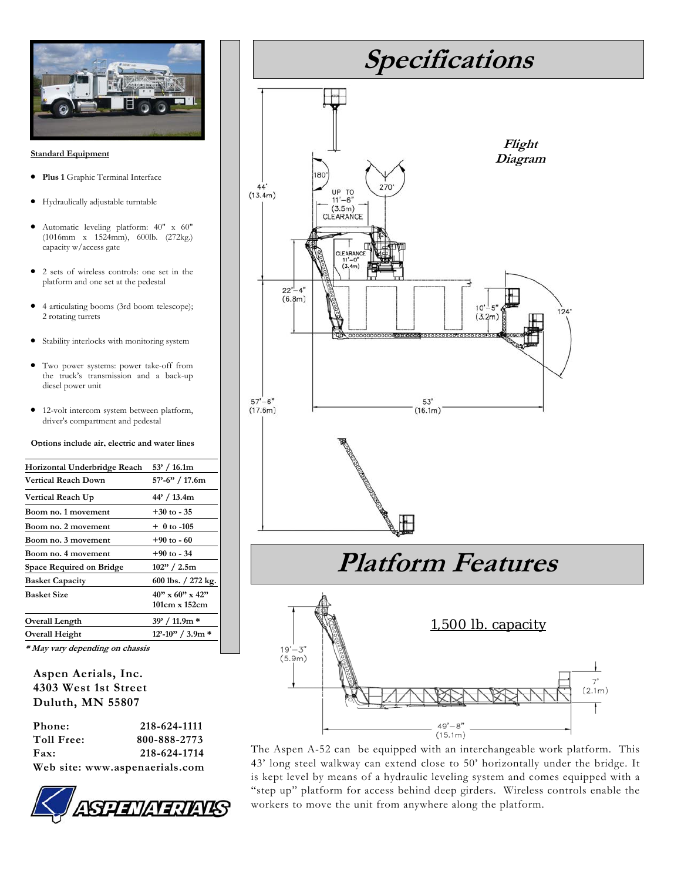**Standard Equipment**

- **Plus 1** Graphic Terminal Interface
- Hydraulically adjustable turntable
- Automatic leveling platform: 40" x 60" (1016mm x 1524mm), 600lb. (272kg.) capacity w/access gate
- 2 sets of wireless controls: one set in the platform and one set at the pedestal
- 4 articulating booms (3rd boom telescope); 2 rotating turrets
- Stability interlocks with monitoring system
- Two power systems: power take-off from the truck's transmission and a back-up diesel power unit
- 12-volt intercom system between platform, driver's compartment and pedestal

**Options include air, electric and water lines**

| | |
|---|---|
| **Horizontal Underbridge Reach** | **53' / 16.1m** |
| **Vertical Reach Down** | **57'-6" / 17.6m** |
| **Vertical Reach Up** | **44' / 13.4m** |
| **Boom no. 1 movement** | **+30 to - 35** |
| **Boom no. 2 movement** | **+ 0 to -105** |
| **Boom no. 3 movement** | **+90 to - 60** |
| **Boom no. 4 movement** | **+90 to - 34** |
| **Space Required on Bridge** | **102" / 2.5m** |
| **Basket Capacity** | **600 lbs. / 272 kg.** |
| **Basket Size** | **40" x 60" x 42" 101cm x 152cm** |
| **Overall Length** | **39' / 11.9m \*** |
| **Overall Height** | **12'-10" / 3.9m \*** |

***\* May vary depending on chassis***

**Aspen Aerials, Inc.**
**4303 West 1st Street**
**Duluth, MN 55807**

**Phone:** 218-624-1111
**Toll Free:** 800-888-2773
**Fax:** 218-624-1714
**Web site: www.aspenaerials.com**

ASPEN AERIALS

# *Specifications*

***Flight Diagram***

44' (13.4m)
180°
270°
UP TO 11'-6" (3.5m) CLEARANCE
CLEARANCE 11'-0" (3.4m)
22'-4" (6.8m)
10'-5" (3.2m)
124°
57'-6" (17.6m)
53' (16.1m)

# *Platform Features*

1,500 lb. capacity

19'-3" (5.9m)
7' (2.1m)
49'-8" (15.1m)

The Aspen A-52 can be equipped with an interchangeable work platform. This 43' long steel walkway can extend close to 50' horizontally under the bridge. It is kept level by means of a hydraulic leveling system and comes equipped with a "step up" platform for access behind deep girders. Wireless controls enable the workers to move the unit from anywhere along the platform.